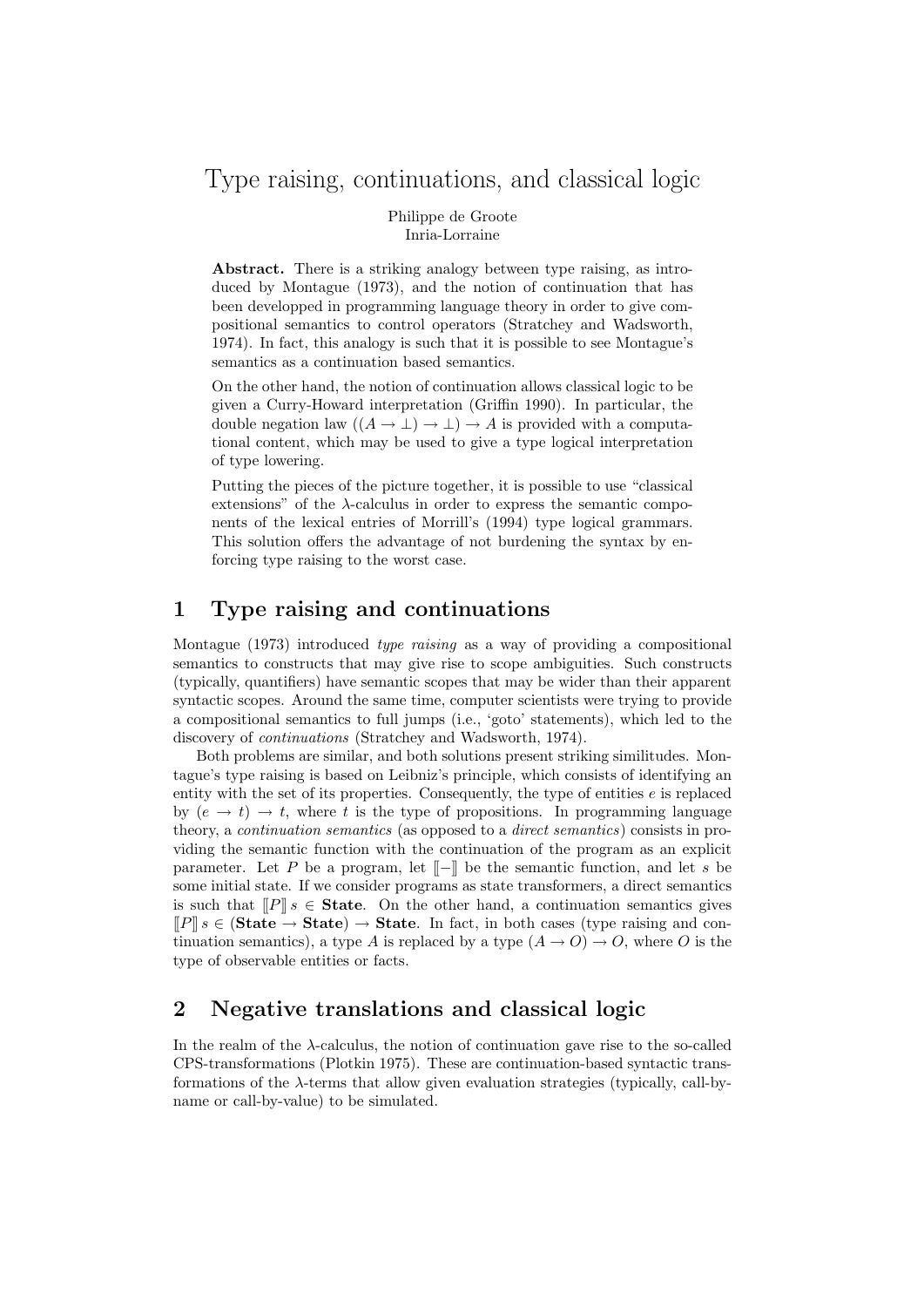# Type raising, continuations, and classical logic

Philippe de Groote
Inria-Lorraine

**Abstract.** There is a striking analogy between type raising, as introduced by Montague (1973), and the notion of continuation that has been developped in programming language theory in order to give compositional semantics to control operators (Stratchey and Wadsworth, 1974). In fact, this analogy is such that it is possible to see Montague's semantics as a continuation based semantics.

On the other hand, the notion of continuation allows classical logic to be given a Curry-Howard interpretation (Griffin 1990). In particular, the double negation law $((A \rightarrow \bot) \rightarrow \bot) \rightarrow A$ is provided with a computational content, which may be used to give a type logical interpretation of type lowering.

Putting the pieces of the picture together, it is possible to use "classical extensions" of the λ-calculus in order to express the semantic components of the lexical entries of Morrill's (1994) type logical grammars. This solution offers the advantage of not burdening the syntax by enforcing type raising to the worst case.

## 1 Type raising and continuations

Montague (1973) introduced *type raising* as a way of providing a compositional semantics to constructs that may give rise to scope ambiguities. Such constructs (typically, quantifiers) have semantic scopes that may be wider than their apparent syntactic scopes. Around the same time, computer scientists were trying to provide a compositional semantics to full jumps (i.e., 'goto' statements), which led to the discovery of *continuations* (Stratchey and Wadsworth, 1974).

Both problems are similar, and both solutions present striking similitudes. Montague's type raising is based on Leibniz's principle, which consists of identifying an entity with the set of its properties. Consequently, the type of entities $e$ is replaced by $(e \rightarrow t) \rightarrow t$, where $t$ is the type of propositions. In programming language theory, a *continuation semantics* (as opposed to a *direct semantics*) consists in providing the semantic function with the continuation of the program as an explicit parameter. Let $P$ be a program, let $[\![-]\!]$ be the semantic function, and let $s$ be some initial state. If we consider programs as state transformers, a direct semantics is such that $[\![P]\!]\, s \in \mathbf{State}$. On the other hand, a continuation semantics gives $[\![P]\!]\, s \in (\mathbf{State} \rightarrow \mathbf{State}) \rightarrow \mathbf{State}$. In fact, in both cases (type raising and continuation semantics), a type $A$ is replaced by a type $(A \rightarrow O) \rightarrow O$, where $O$ is the type of observable entities or facts.

## 2 Negative translations and classical logic

In the realm of the λ-calculus, the notion of continuation gave rise to the so-called CPS-transformations (Plotkin 1975). These are continuation-based syntactic transformations of the λ-terms that allow given evaluation strategies (typically, call-by-name or call-by-value) to be simulated.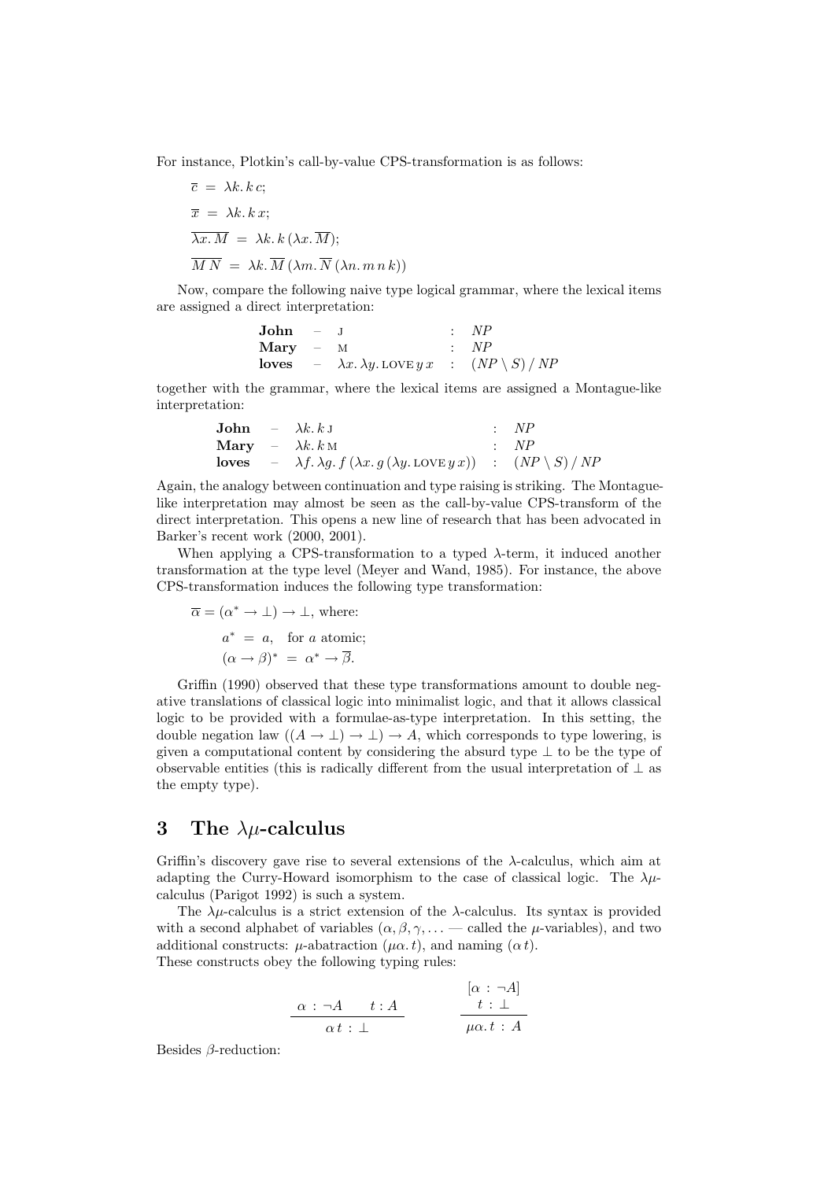For instance, Plotkin's call-by-value CPS-transformation is as follows:

$$\overline{c} \;=\; \lambda k.\, k\, c;$$

$$\overline{x} \;=\; \lambda k.\, k\, x;$$

$$\overline{\lambda x.\, M} \;=\; \lambda k.\, k\,(\lambda x.\, \overline{M});$$

$$\overline{M\, N} \;=\; \lambda k.\, \overline{M}\,(\lambda m.\, \overline{N}\,(\lambda n.\, m\, n\, k))$$

Now, compare the following naive type logical grammar, where the lexical items are assigned a direct interpretation:

| | | | | |
|---|---|---|---|---|
| **John** | – | $\textsc{j}$ | : | $NP$ |
| **Mary** | – | $\textsc{m}$ | : | $NP$ |
| **loves** | – | $\lambda x.\, \lambda y.\, \textsc{love}\, y\, x$ | : | $(NP \setminus S) \,/\, NP$ |

together with the grammar, where the lexical items are assigned a Montague-like interpretation:

| | | | | |
|---|---|---|---|---|
| **John** | – | $\lambda k.\, k\, \textsc{j}$ | : | $NP$ |
| **Mary** | – | $\lambda k.\, k\, \textsc{m}$ | : | $NP$ |
| **loves** | – | $\lambda f.\, \lambda g.\, f\,(\lambda x.\, g\,(\lambda y.\, \textsc{love}\, y\, x))$ | : | $(NP \setminus S) \,/\, NP$ |

Again, the analogy between continuation and type raising is striking. The Montague-like interpretation may almost be seen as the call-by-value CPS-transform of the direct interpretation. This opens a new line of research that has been advocated in Barker's recent work (2000, 2001).

When applying a CPS-transformation to a typed λ-term, it induced another transformation at the type level (Meyer and Wand, 1985). For instance, the above CPS-transformation induces the following type transformation:

$\overline{\alpha} = (\alpha^* \rightarrow \bot) \rightarrow \bot$, where:

$$a^* \;=\; a, \quad \text{for } a \text{ atomic;}$$

$$(\alpha \rightarrow \beta)^* \;=\; \alpha^* \rightarrow \overline{\beta}.$$

Griffin (1990) observed that these type transformations amount to double negative translations of classical logic into minimalist logic, and that it allows classical logic to be provided with a formulae-as-type interpretation. In this setting, the double negation law $((A \rightarrow \bot) \rightarrow \bot) \rightarrow A$, which corresponds to type lowering, is given a computational content by considering the absurd type $\bot$ to be the type of observable entities (this is radically different from the usual interpretation of $\bot$ as the empty type).

## 3 The $\lambda\mu$-calculus

Griffin's discovery gave rise to several extensions of the λ-calculus, which aim at adapting the Curry-Howard isomorphism to the case of classical logic. The $\lambda\mu$-calculus (Parigot 1992) is such a system.

The $\lambda\mu$-calculus is a strict extension of the λ-calculus. Its syntax is provided with a second alphabet of variables ($\alpha, \beta, \gamma, \ldots$ — called the $\mu$-variables), and two additional constructs: $\mu$-abatraction ($\mu\alpha.\, t$), and naming ($\alpha\, t$).
These constructs obey the following typing rules:

$$\frac{\alpha \,:\, \neg A \qquad t : A}{\alpha\, t \,:\, \bot} \qquad\qquad \frac{\begin{array}{c}[\alpha \,:\, \neg A]\\ t \,:\, \bot\end{array}}{\mu\alpha.\, t \,:\, A}$$

Besides β-reduction: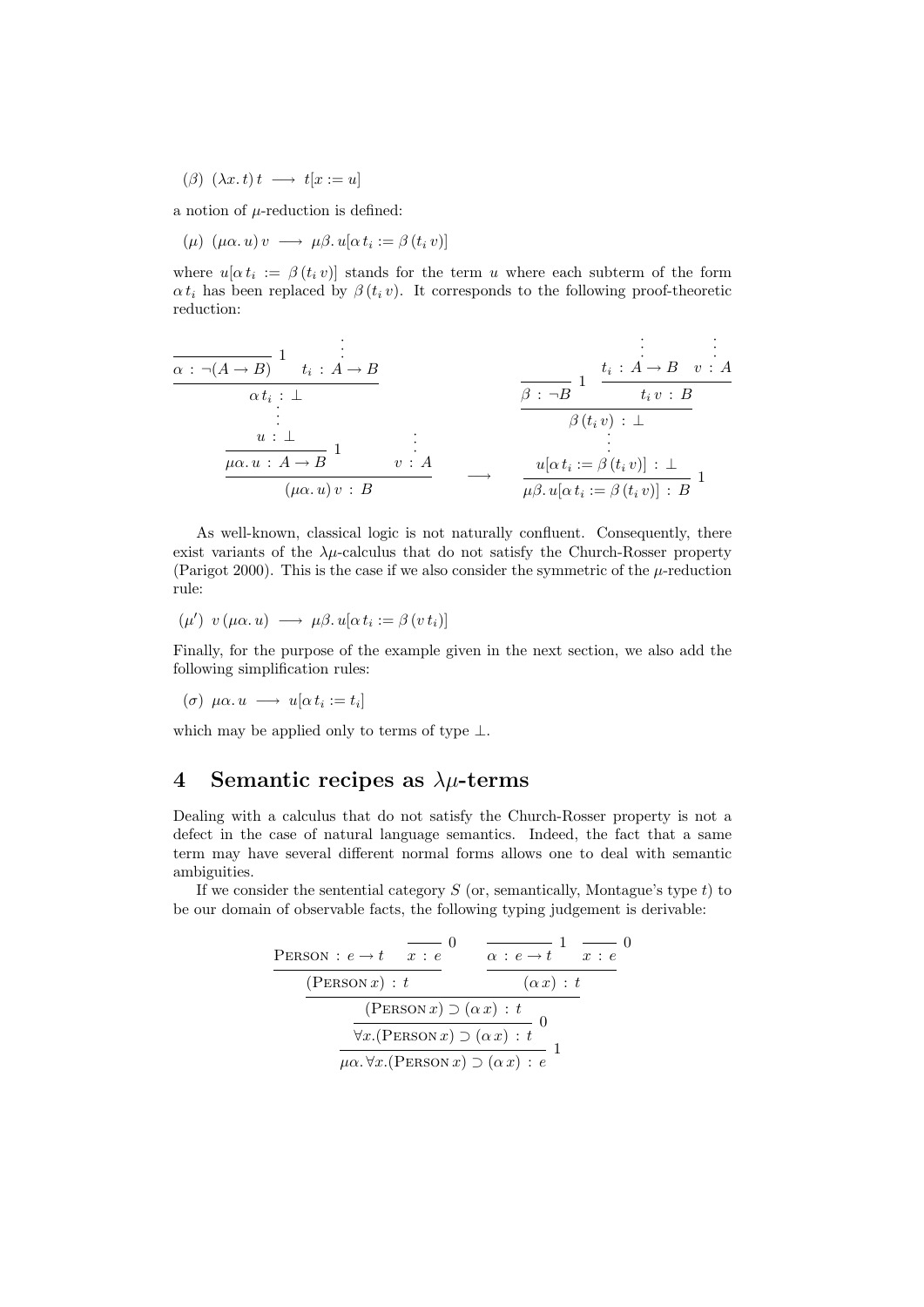($\beta$) $(\lambda x.\, t)\, t \;\longrightarrow\; t[x := u]$

a notion of $\mu$-reduction is defined:

($\mu$) $(\mu\alpha.\, u)\, v \;\longrightarrow\; \mu\beta.\, u[\alpha\, t_i := \beta\, (t_i\, v)]$

where $u[\alpha\, t_i := \beta\, (t_i\, v)]$ stands for the term $u$ where each subterm of the form $\alpha\, t_i$ has been replaced by $\beta\, (t_i\, v)$. It corresponds to the following proof-theoretic reduction:

$$
\dfrac{\dfrac{\dfrac{\dfrac{}{\alpha \,:\, \neg(A \to B)}\,1 \qquad \begin{array}{c}\vdots\\ t_i \,:\, A \to B\end{array}}{\begin{array}{c}\alpha\, t_i \,:\, \bot\\ \vdots\\ u \,:\, \bot\end{array}}}{\mu\alpha.\, u \,:\, A \to B}\,1 \qquad \begin{array}{c}\vdots\\ v \,:\, A\end{array}}{(\mu\alpha.\, u)\, v \,:\, B}
\quad\longrightarrow\quad
\dfrac{\dfrac{\dfrac{}{\beta \,:\, \neg B}\,1 \qquad \dfrac{\begin{array}{c}\vdots\\ t_i \,:\, A \to B\end{array} \quad \begin{array}{c}\vdots\\ v \,:\, A\end{array}}{t_i\, v \,:\, B}}{\begin{array}{c}\beta\,(t_i\, v) \,:\, \bot\\ \vdots\\ u[\alpha\, t_i := \beta\,(t_i\, v)] \,:\, \bot\end{array}}}{\mu\beta.\, u[\alpha\, t_i := \beta\,(t_i\, v)] \,:\, B}\,1
$$

As well-known, classical logic is not naturally confluent. Consequently, there exist variants of the $\lambda\mu$-calculus that do not satisfy the Church-Rosser property (Parigot 2000). This is the case if we also consider the symmetric of the $\mu$-reduction rule:

($\mu'$) $v\, (\mu\alpha.\, u) \;\longrightarrow\; \mu\beta.\, u[\alpha\, t_i := \beta\, (v\, t_i)]$

Finally, for the purpose of the example given in the next section, we also add the following simplification rules:

($\sigma$) $\mu\alpha.\, u \;\longrightarrow\; u[\alpha\, t_i := t_i]$

which may be applied only to terms of type $\bot$.

## 4 Semantic recipes as $\lambda\mu$-terms

Dealing with a calculus that do not satisfy the Church-Rosser property is not a defect in the case of natural language semantics. Indeed, the fact that a same term may have several different normal forms allows one to deal with semantic ambiguities.

If we consider the sentential category $S$ (or, semantically, Montague's type $t$) to be our domain of observable facts, the following typing judgement is derivable:

$$
\dfrac{\dfrac{\dfrac{\dfrac{\textsc{Person} \,:\, e \to t \qquad \dfrac{}{x \,:\, e}\,0}{(\textsc{Person}\, x) \,:\, t} \qquad \dfrac{\dfrac{}{\alpha \,:\, e \to t}\,1 \qquad \dfrac{}{x \,:\, e}\,0}{(\alpha\, x) \,:\, t}}{(\textsc{Person}\, x) \supset (\alpha\, x) \,:\, t}}{\forall x. (\textsc{Person}\, x) \supset (\alpha\, x) \,:\, t}\,0}{\mu\alpha.\, \forall x. (\textsc{Person}\, x) \supset (\alpha\, x) \,:\, e}\,1
$$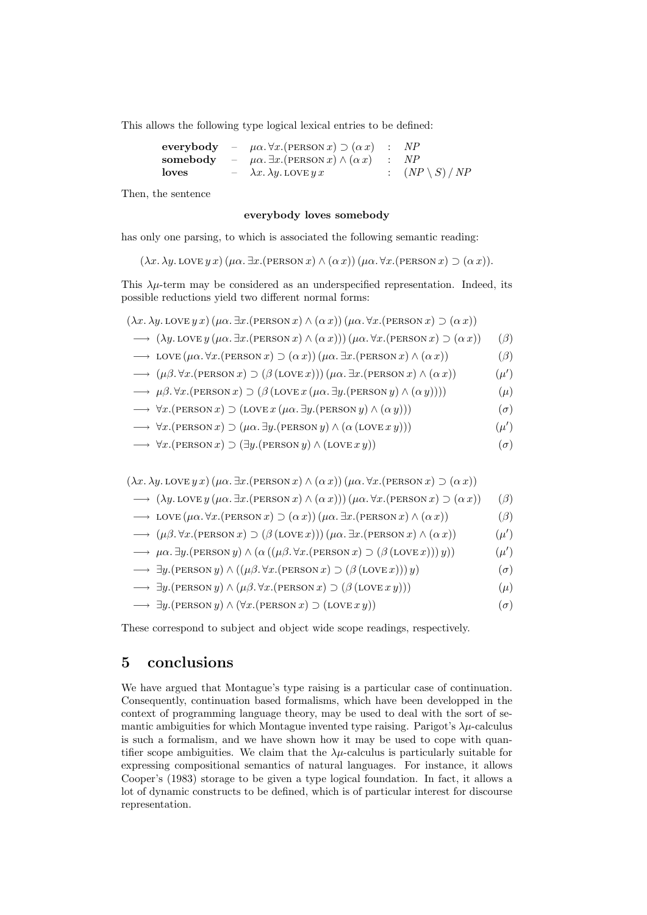This allows the following type logical lexical entries to be defined:

$$
\begin{array}{llll}
\textbf{everybody} & - & \mu\alpha.\,\forall x.(\textsc{person}\,x) \supset (\alpha\,x) & : \; NP \\
\textbf{somebody} & - & \mu\alpha.\,\exists x.(\textsc{person}\,x) \wedge (\alpha\,x) & : \; NP \\
\textbf{loves} & - & \lambda x.\,\lambda y.\,\textsc{love}\,y\,x & : \; (NP \setminus S) \,/\, NP
\end{array}
$$

Then, the sentence

**everybody loves somebody**

has only one parsing, to which is associated the following semantic reading:

$$(\lambda x.\,\lambda y.\,\textsc{love}\,y\,x)\,(\mu\alpha.\,\exists x.(\textsc{person}\,x) \wedge (\alpha\,x))\,(\mu\alpha.\,\forall x.(\textsc{person}\,x) \supset (\alpha\,x)).$$

This $\lambda\mu$-term may be considered as an underspecified representation. Indeed, its possible reductions yield two different normal forms:

$$
\begin{array}{lr}
(\lambda x.\,\lambda y.\,\textsc{love}\,y\,x)\,(\mu\alpha.\,\exists x.(\textsc{person}\,x) \wedge (\alpha\,x))\,(\mu\alpha.\,\forall x.(\textsc{person}\,x) \supset (\alpha\,x)) & \\
\quad\longrightarrow\; (\lambda y.\,\textsc{love}\,y\,(\mu\alpha.\,\exists x.(\textsc{person}\,x) \wedge (\alpha\,x)))\,(\mu\alpha.\,\forall x.(\textsc{person}\,x) \supset (\alpha\,x)) & (\beta) \\
\quad\longrightarrow\; \textsc{love}\,(\mu\alpha.\,\forall x.(\textsc{person}\,x) \supset (\alpha\,x))\,(\mu\alpha.\,\exists x.(\textsc{person}\,x) \wedge (\alpha\,x)) & (\beta) \\
\quad\longrightarrow\; (\mu\beta.\,\forall x.(\textsc{person}\,x) \supset (\beta\,(\textsc{love}\,x)))\,(\mu\alpha.\,\exists x.(\textsc{person}\,x) \wedge (\alpha\,x)) & (\mu') \\
\quad\longrightarrow\; \mu\beta.\,\forall x.(\textsc{person}\,x) \supset (\beta\,(\textsc{love}\,x\,(\mu\alpha.\,\exists y.(\textsc{person}\,y) \wedge (\alpha\,y)))) & (\mu) \\
\quad\longrightarrow\; \forall x.(\textsc{person}\,x) \supset (\textsc{love}\,x\,(\mu\alpha.\,\exists y.(\textsc{person}\,y) \wedge (\alpha\,y))) & (\sigma) \\
\quad\longrightarrow\; \forall x.(\textsc{person}\,x) \supset (\mu\alpha.\,\exists y.(\textsc{person}\,y) \wedge (\alpha\,(\textsc{love}\,x\,y))) & (\mu') \\
\quad\longrightarrow\; \forall x.(\textsc{person}\,x) \supset (\exists y.(\textsc{person}\,y) \wedge (\textsc{love}\,x\,y)) & (\sigma)
\end{array}
$$

$$
\begin{array}{lr}
(\lambda x.\,\lambda y.\,\textsc{love}\,y\,x)\,(\mu\alpha.\,\exists x.(\textsc{person}\,x) \wedge (\alpha\,x))\,(\mu\alpha.\,\forall x.(\textsc{person}\,x) \supset (\alpha\,x)) & \\
\quad\longrightarrow\; (\lambda y.\,\textsc{love}\,y\,(\mu\alpha.\,\exists x.(\textsc{person}\,x) \wedge (\alpha\,x)))\,(\mu\alpha.\,\forall x.(\textsc{person}\,x) \supset (\alpha\,x)) & (\beta) \\
\quad\longrightarrow\; \textsc{love}\,(\mu\alpha.\,\forall x.(\textsc{person}\,x) \supset (\alpha\,x))\,(\mu\alpha.\,\exists x.(\textsc{person}\,x) \wedge (\alpha\,x)) & (\beta) \\
\quad\longrightarrow\; (\mu\beta.\,\forall x.(\textsc{person}\,x) \supset (\beta\,(\textsc{love}\,x)))\,(\mu\alpha.\,\exists x.(\textsc{person}\,x) \wedge (\alpha\,x)) & (\mu') \\
\quad\longrightarrow\; \mu\alpha.\,\exists y.(\textsc{person}\,y) \wedge (\alpha\,((\mu\beta.\,\forall x.(\textsc{person}\,x) \supset (\beta\,(\textsc{love}\,x)))\,y)) & (\mu') \\
\quad\longrightarrow\; \exists y.(\textsc{person}\,y) \wedge ((\mu\beta.\,\forall x.(\textsc{person}\,x) \supset (\beta\,(\textsc{love}\,x)))\,y) & (\sigma) \\
\quad\longrightarrow\; \exists y.(\textsc{person}\,y) \wedge (\mu\beta.\,\forall x.(\textsc{person}\,x) \supset (\beta\,(\textsc{love}\,x\,y))) & (\mu) \\
\quad\longrightarrow\; \exists y.(\textsc{person}\,y) \wedge (\forall x.(\textsc{person}\,x) \supset (\textsc{love}\,x\,y)) & (\sigma)
\end{array}
$$

These correspond to subject and object wide scope readings, respectively.

## 5 conclusions

We have argued that Montague's type raising is a particular case of continuation. Consequently, continuation based formalisms, which have been developped in the context of programming language theory, may be used to deal with the sort of semantic ambiguities for which Montague invented type raising. Parigot's $\lambda\mu$-calculus is such a formalism, and we have shown how it may be used to cope with quantifier scope ambiguities. We claim that the $\lambda\mu$-calculus is particularly suitable for expressing compositional semantics of natural languages. For instance, it allows Cooper's (1983) storage to be given a type logical foundation. In fact, it allows a lot of dynamic constructs to be defined, which is of particular interest for discourse representation.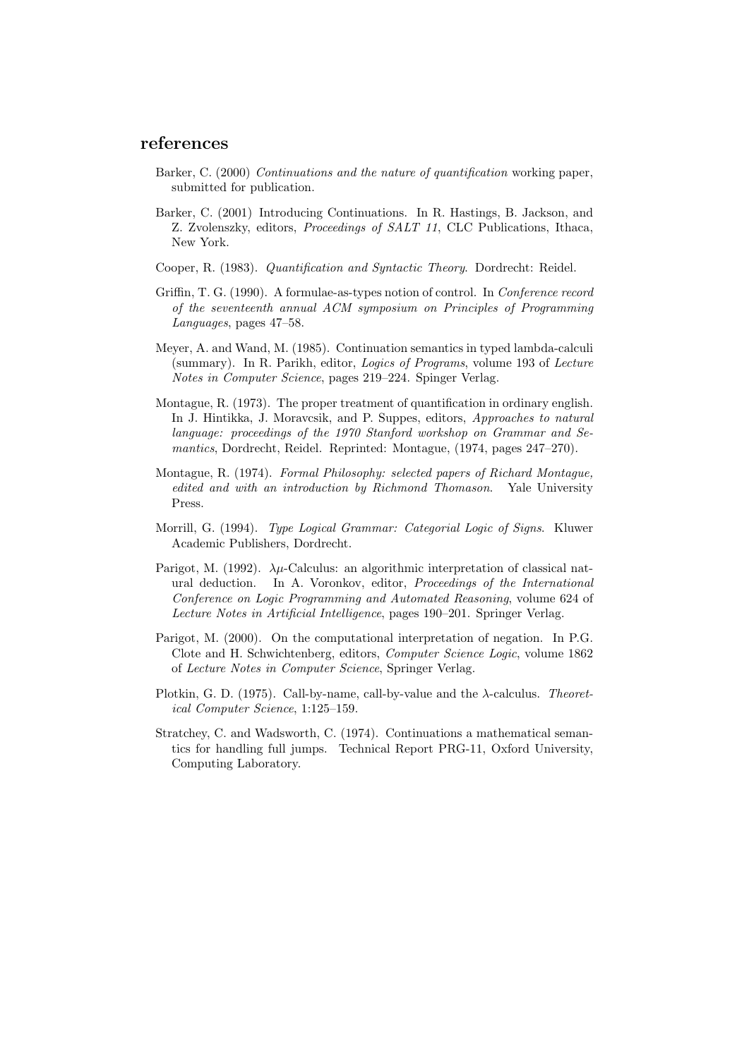## references

Barker, C. (2000) *Continuations and the nature of quantification* working paper, submitted for publication.

Barker, C. (2001) Introducing Continuations. In R. Hastings, B. Jackson, and Z. Zvolenszky, editors, *Proceedings of SALT 11*, CLC Publications, Ithaca, New York.

Cooper, R. (1983). *Quantification and Syntactic Theory*. Dordrecht: Reidel.

Griffin, T. G. (1990). A formulae-as-types notion of control. In *Conference record of the seventeenth annual ACM symposium on Principles of Programming Languages*, pages 47–58.

Meyer, A. and Wand, M. (1985). Continuation semantics in typed lambda-calculi (summary). In R. Parikh, editor, *Logics of Programs*, volume 193 of *Lecture Notes in Computer Science*, pages 219–224. Spinger Verlag.

Montague, R. (1973). The proper treatment of quantification in ordinary english. In J. Hintikka, J. Moravcsik, and P. Suppes, editors, *Approaches to natural language: proceedings of the 1970 Stanford workshop on Grammar and Semantics*, Dordrecht, Reidel. Reprinted: Montague, (1974, pages 247–270).

Montague, R. (1974). *Formal Philosophy: selected papers of Richard Montague, edited and with an introduction by Richmond Thomason*. Yale University Press.

Morrill, G. (1994). *Type Logical Grammar: Categorial Logic of Signs*. Kluwer Academic Publishers, Dordrecht.

Parigot, M. (1992). $\lambda\mu$-Calculus: an algorithmic interpretation of classical natural deduction. In A. Voronkov, editor, *Proceedings of the International Conference on Logic Programming and Automated Reasoning*, volume 624 of *Lecture Notes in Artificial Intelligence*, pages 190–201. Springer Verlag.

Parigot, M. (2000). On the computational interpretation of negation. In P.G. Clote and H. Schwichtenberg, editors, *Computer Science Logic*, volume 1862 of *Lecture Notes in Computer Science*, Springer Verlag.

Plotkin, G. D. (1975). Call-by-name, call-by-value and the $\lambda$-calculus. *Theoretical Computer Science*, 1:125–159.

Stratchey, C. and Wadsworth, C. (1974). Continuations a mathematical semantics for handling full jumps. Technical Report PRG-11, Oxford University, Computing Laboratory.